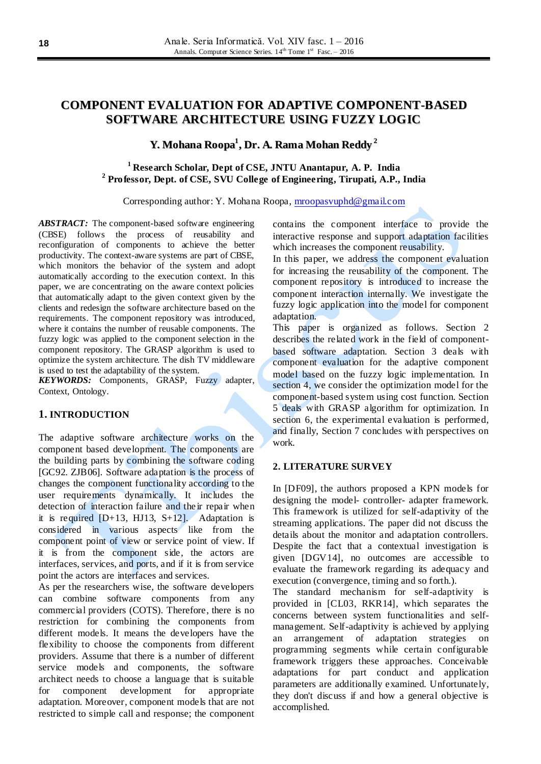# COMPONENT EVALUATION FOR ADAPTIVE COMPONENT-BASED SOFTWARE ARCHITECTURE USING FUZZY LOGIC

**Y. Mohana Roopa[1], Dr. A. Rama Mohan Reddy[2]**

**[1] Research Scholar, Dept of CSE, JNTU Anantapur, A. P. India**
**[2] Professor, Dept. of CSE, SVU College of Engineering, Tirupati, A.P., India**

Corresponding author: Y. Mohana Roopa, mroopasvuphd@gmail.com

***ABSTRACT:*** The component-based software engineering (CBSE) follows the process of reusability and reconfiguration of components to achieve the better productivity. The context-aware systems are part of CBSE, which monitors the behavior of the system and adopt automatically according to the execution context. In this paper, we are concentrating on the aware context policies that automatically adapt to the given context given by the clients and redesign the software architecture based on the requirements. The component repository was introduced, where it contains the number of reusable components. The fuzzy logic was applied to the component selection in the component repository. The GRASP algorithm is used to optimize the system architecture. The dish TV middleware is used to test the adaptability of the system.

***KEYWORDS:*** Components, GRASP, Fuzzy adapter, Context, Ontology.

## 1. INTRODUCTION

The adaptive software architecture works on the component based development. The components are the building parts by combining the software coding [GC92. ZJB06]. Software adaptation is the process of changes the component functionality according to the user requirements dynamically. It includes the detection of interaction failure and their repair when it is required [D+13, HJ13, S+12]. Adaptation is considered in various aspects like from the component point of view or service point of view. If it is from the component side, the actors are interfaces, services, and ports, and if it is from service point the actors are interfaces and services.

As per the researchers wise, the software developers can combine software components from any commercial providers (COTS). Therefore, there is no restriction for combining the components from different models. It means the developers have the flexibility to choose the components from different providers. Assume that there is a number of different service models and components, the software architect needs to choose a language that is suitable for component development for appropriate adaptation. Moreover, component models that are not restricted to simple call and response; the component contains the component interface to provide the interactive response and support adaptation facilities which increases the component reusability.

In this paper, we address the component evaluation for increasing the reusability of the component. The component repository is introduced to increase the component interaction internally. We investigate the fuzzy logic application into the model for component adaptation.

This paper is organized as follows. Section 2 describes the related work in the field of component-based software adaptation. Section 3 deals with component evaluation for the adaptive component model based on the fuzzy logic implementation. In section 4, we consider the optimization model for the component-based system using cost function. Section 5 deals with GRASP algorithm for optimization. In section 6, the experimental evaluation is performed, and finally, Section 7 concludes with perspectives on work.

## 2. LITERATURE SURVEY

In [DF09], the authors proposed a KPN models for designing the model- controller- adapter framework. This framework is utilized for self-adaptivity of the streaming applications. The paper did not discuss the details about the monitor and adaptation controllers. Despite the fact that a contextual investigation is given [DGV14], no outcomes are accessible to evaluate the framework regarding its adequacy and execution (convergence, timing and so forth.).

The standard mechanism for self-adaptivity is provided in [CL03, RKR14], which separates the concerns between system functionalities and self-management. Self-adaptivity is achieved by applying an arrangement of adaptation strategies on programming segments while certain configurable framework triggers these approaches. Conceivable adaptations for part conduct and application parameters are additionally examined. Unfortunately, they don't discuss if and how a general objective is accomplished.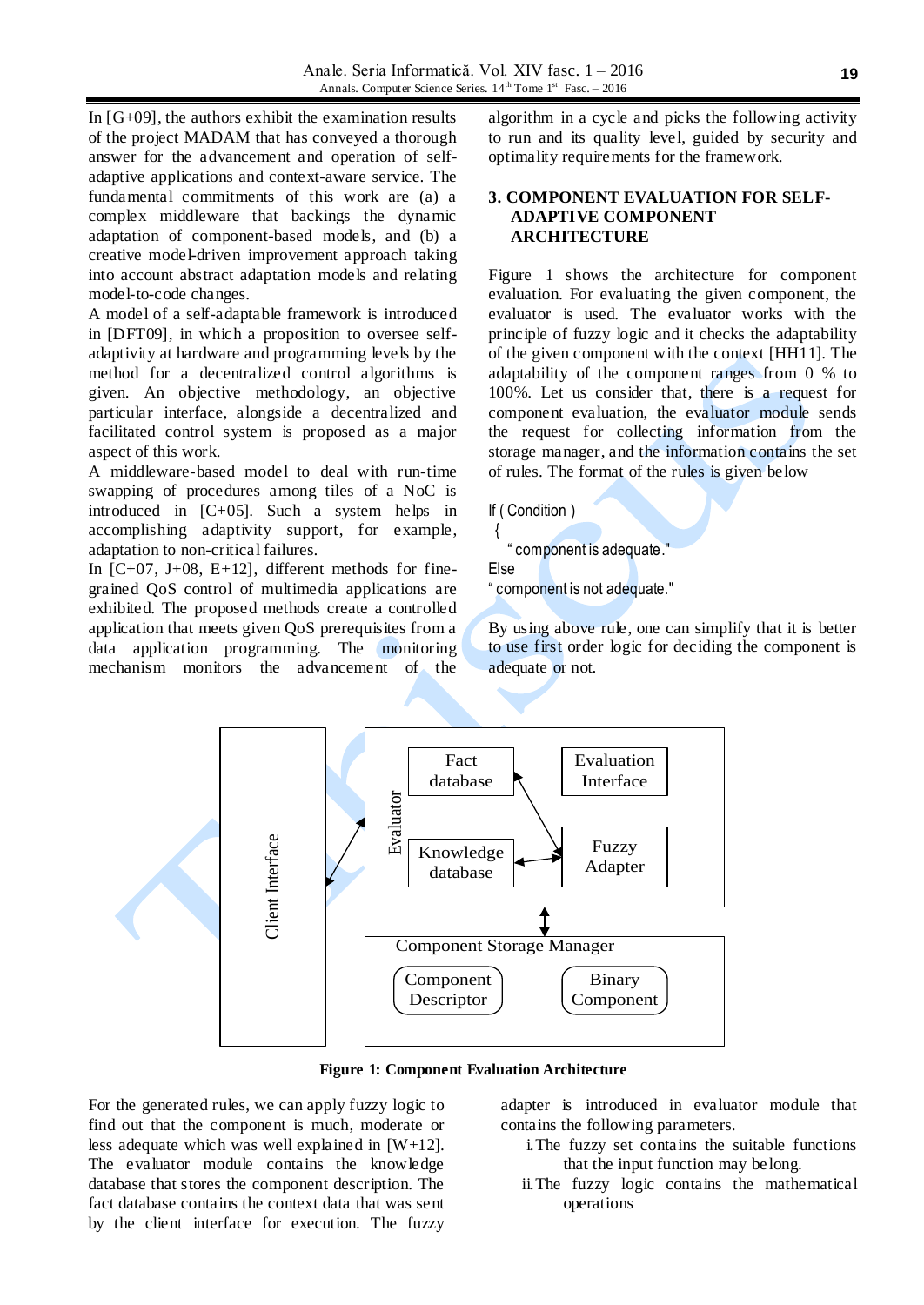In [G+09], the authors exhibit the examination results of the project MADAM that has conveyed a thorough answer for the advancement and operation of self-adaptive applications and context-aware service. The fundamental commitments of this work are (a) a complex middleware that backings the dynamic adaptation of component-based models, and (b) a creative model-driven improvement approach taking into account abstract adaptation models and relating model-to-code changes.

A model of a self-adaptable framework is introduced in [DFT09], in which a proposition to oversee self-adaptivity at hardware and programming levels by the method for a decentralized control algorithms is given. An objective methodology, an objective particular interface, alongside a decentralized and facilitated control system is proposed as a major aspect of this work.

A middleware-based model to deal with run-time swapping of procedures among tiles of a NoC is introduced in [C+05]. Such a system helps in accomplishing adaptivity support, for example, adaptation to non-critical failures.

In [C+07, J+08, E+12], different methods for fine-grained QoS control of multimedia applications are exhibited. The proposed methods create a controlled application that meets given QoS prerequisites from a data application programming. The monitoring mechanism monitors the advancement of the algorithm in a cycle and picks the following activity to run and its quality level, guided by security and optimality requirements for the framework.

## 3. COMPONENT EVALUATION FOR SELF-ADAPTIVE COMPONENT ARCHITECTURE

Figure 1 shows the architecture for component evaluation. For evaluating the given component, the evaluator is used. The evaluator works with the principle of fuzzy logic and it checks the adaptability of the given component with the context [HH11]. The adaptability of the component ranges from 0 % to 100%. Let us consider that, there is a request for component evaluation, the evaluator module sends the request for collecting information from the storage manager, and the information contains the set of rules. The format of the rules is given below

```
If ( Condition )
 {
    " component is adequate."
Else
" component is not adequate."
```

By using above rule, one can simplify that it is better to use first order logic for deciding the component is adequate or not.

**Figure 1: Component Evaluation Architecture**

For the generated rules, we can apply fuzzy logic to find out that the component is much, moderate or less adequate which was well explained in [W+12]. The evaluator module contains the knowledge database that stores the component description. The fact database contains the context data that was sent by the client interface for execution. The fuzzy adapter is introduced in evaluator module that contains the following parameters.

i. The fuzzy set contains the suitable functions that the input function may belong.

ii. The fuzzy logic contains the mathematical operations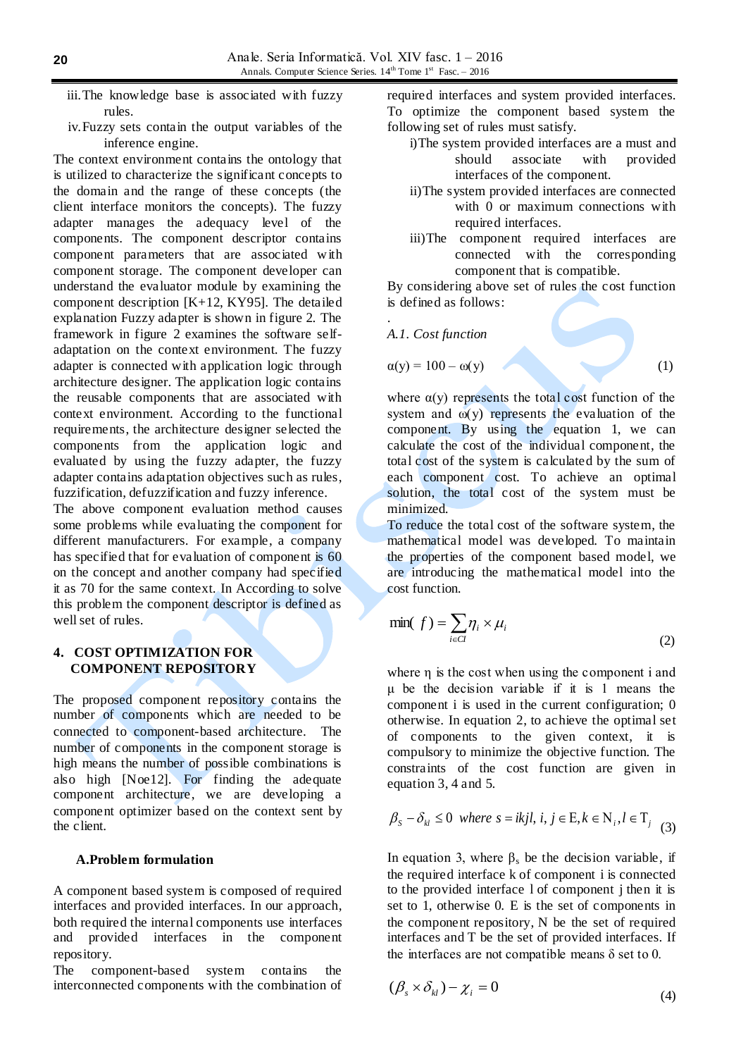iii. The knowledge base is associated with fuzzy rules.

iv. Fuzzy sets contain the output variables of the inference engine.

The context environment contains the ontology that is utilized to characterize the significant concepts to the domain and the range of these concepts (the client interface monitors the concepts). The fuzzy adapter manages the adequacy level of the components. The component descriptor contains component parameters that are associated with component storage. The component developer can understand the evaluator module by examining the component description [K+12, KY95]. The detailed explanation Fuzzy adapter is shown in figure 2. The framework in figure 2 examines the software self-adaptation on the context environment. The fuzzy adapter is connected with application logic through architecture designer. The application logic contains the reusable components that are associated with context environment. According to the functional requirements, the architecture designer selected the components from the application logic and evaluated by using the fuzzy adapter, the fuzzy adapter contains adaptation objectives such as rules, fuzzification, defuzzification and fuzzy inference.

The above component evaluation method causes some problems while evaluating the component for different manufacturers. For example, a company has specified that for evaluation of component is 60 on the concept and another company had specified it as 70 for the same context. In According to solve this problem the component descriptor is defined as well set of rules.

## 4. COST OPTIMIZATION FOR COMPONENT REPOSITORY

The proposed component repository contains the number of components which are needed to be connected to component-based architecture. The number of components in the component storage is high means the number of possible combinations is also high [Noe12]. For finding the adequate component architecture, we are developing a component optimizer based on the context sent by the client.

### A. Problem formulation

A component based system is composed of required interfaces and provided interfaces. In our approach, both required the internal components use interfaces and provided interfaces in the component repository.

The component-based system contains the interconnected components with the combination of required interfaces and system provided interfaces. To optimize the component based system the following set of rules must satisfy.

i) The system provided interfaces are a must and should associate with provided interfaces of the component.

ii) The system provided interfaces are connected with 0 or maximum connections with required interfaces.

iii) The component required interfaces are connected with the corresponding component that is compatible.

By considering above set of rules the cost function is defined as follows:

.

*A.1. Cost function*

$$\alpha(y) = 100 - \omega(y) \qquad (1)$$

where $\alpha(y)$ represents the total cost function of the system and $\omega(y)$ represents the evaluation of the component. By using the equation 1, we can calculate the cost of the individual component, the total cost of the system is calculated by the sum of each component cost. To achieve an optimal solution, the total cost of the system must be minimized.

To reduce the total cost of the software system, the mathematical model was developed. To maintain the properties of the component based model, we are introducing the mathematical model into the cost function.

$$\min(f) = \sum_{i \in CI} \eta_i \times \mu_i \qquad (2)$$

where $\eta$ is the cost when using the component i and $\mu$ be the decision variable if it is 1 means the component i is used in the current configuration; 0 otherwise. In equation 2, to achieve the optimal set of components to the given context, it is compulsory to minimize the objective function. The constraints of the cost function are given in equation 3, 4 and 5.

$$\beta_s - \delta_{kl} \leq 0 \;\; where \; s = ikjl, \; i, j \in \mathrm{E}, k \in \mathrm{N}_i, l \in \mathrm{T}_j \qquad (3)$$

In equation 3, where $\beta_s$ be the decision variable, if the required interface k of component i is connected to the provided interface l of component j then it is set to 1, otherwise 0. E is the set of components in the component repository, N be the set of required interfaces and T be the set of provided interfaces. If the interfaces are not compatible means $\delta$ set to 0.

$$(\beta_s \times \delta_{kl}) - \chi_i = 0 \qquad (4)$$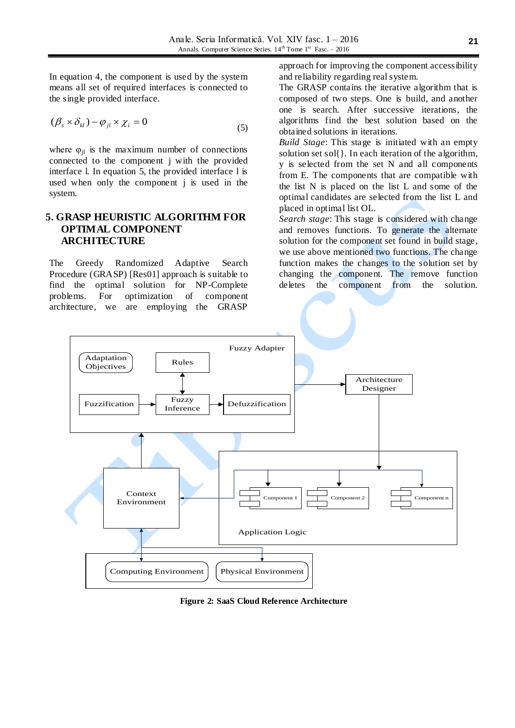In equation 4, the component is used by the system means all set of required interfaces is connected to the single provided interface.

$$(\beta_s \times \delta_{kl}) - \varphi_{jl} \times \chi_i = 0 \tag{5}$$

where $\varphi_{jl}$ is the maximum number of connections connected to the component j with the provided interface l. In equation 5, the provided interface l is used when only the component j is used in the system.

## 5. GRASP HEURISTIC ALGORITHM FOR OPTIMAL COMPONENT ARCHITECTURE

The Greedy Randomized Adaptive Search Procedure (GRASP) [Res01] approach is suitable to find the optimal solution for NP-Complete problems. For optimization of component architecture, we are employing the GRASP approach for improving the component accessibility and reliability regarding real system.

The GRASP contains the iterative algorithm that is composed of two steps. One is build, and another one is search. After successive iterations, the algorithms find the best solution based on the obtained solutions in iterations.

*Build Stage*: This stage is initiated with an empty solution set sol{}. In each iteration of the algorithm, y is selected from the set N and all components from E. The components that are compatible with the list N is placed on the list L and some of the optimal candidates are selected from the list L and placed in optimal list OL.

*Search stage*: This stage is considered with change and removes functions. To generate the alternate solution for the component set found in build stage, we use above mentioned two functions. The change function makes the changes to the solution set by changing the component. The remove function deletes the component from the solution.

**Figure 2: SaaS Cloud Reference Architecture**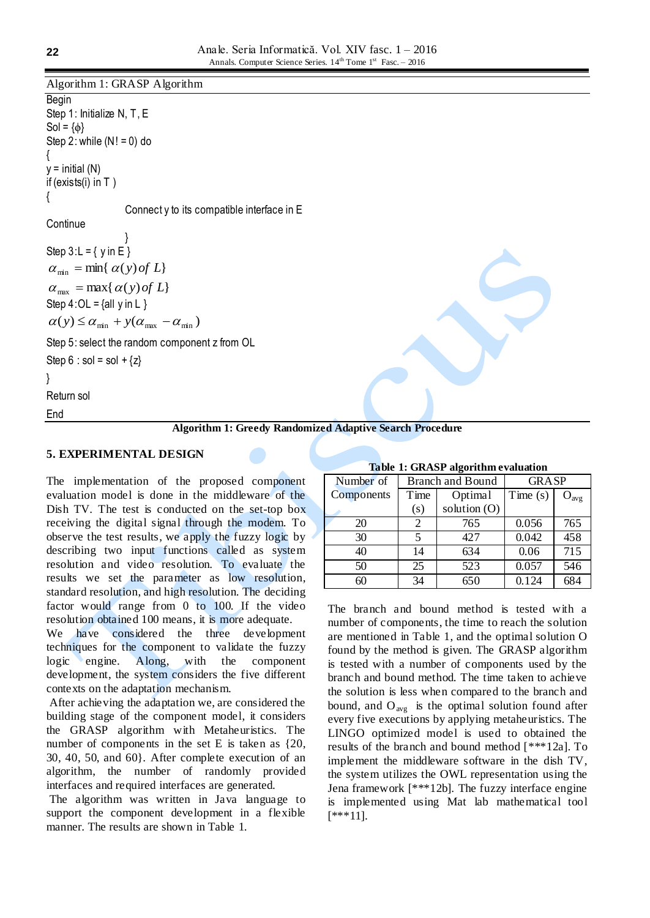Algorithm 1: GRASP Algorithm

```
Begin
Step 1: Initialize N, T, E
Sol = {ϕ}
Step 2: while (N! = 0) do
{
y = initial (N)
if (exists(i) in T )
{
                Connect y to its compatible interface in E
Continue
                }
Step 3:L = { y in E }
```

$\alpha_{\min} = \min\{\alpha(y) \, of \, L\}$

$\alpha_{\max} = \max\{\alpha(y) \, of \, L\}$

Step 4:OL = {all y in L }

$\alpha(y) \leq \alpha_{\min} + y(\alpha_{\max} - \alpha_{\min})$

```
Step 5: select the random component z from OL
Step 6 : sol = sol + {z}
}
Return sol
End
```

**Algorithm 1: Greedy Randomized Adaptive Search Procedure**

## 5. EXPERIMENTAL DESIGN

The implementation of the proposed component evaluation model is done in the middleware of the Dish TV. The test is conducted on the set-top box receiving the digital signal through the modem. To observe the test results, we apply the fuzzy logic by describing two input functions called as system resolution and video resolution. To evaluate the results we set the parameter as low resolution, standard resolution, and high resolution. The deciding factor would range from 0 to 100. If the video resolution obtained 100 means, it is more adequate.

We have considered the three development techniques for the component to validate the fuzzy logic engine. Along, with the component development, the system considers the five different contexts on the adaptation mechanism.

After achieving the adaptation we, are considered the building stage of the component model, it considers the GRASP algorithm with Metaheuristics. The number of components in the set E is taken as {20, 30, 40, 50, and 60}. After complete execution of an algorithm, the number of randomly provided interfaces and required interfaces are generated.

The algorithm was written in Java language to support the component development in a flexible manner. The results are shown in Table 1.

**Table 1: GRASP algorithm evaluation**

| Number of Components | Branch and Bound | | GRASP | |
|---|---|---|---|---|
| | Time (s) | Optimal solution (O) | Time (s) | $O_{avg}$ |
| 20 | 2 | 765 | 0.056 | 765 |
| 30 | 5 | 427 | 0.042 | 458 |
| 40 | 14 | 634 | 0.06 | 715 |
| 50 | 25 | 523 | 0.057 | 546 |
| 60 | 34 | 650 | 0.124 | 684 |

The branch and bound method is tested with a number of components, the time to reach the solution are mentioned in Table 1, and the optimal solution O found by the method is given. The GRASP algorithm is tested with a number of components used by the branch and bound method. The time taken to achieve the solution is less when compared to the branch and bound, and $O_{avg}$ is the optimal solution found after every five executions by applying metaheuristics. The LINGO optimized model is used to obtained the results of the branch and bound method [***12a]. To implement the middleware software in the dish TV, the system utilizes the OWL representation using the Jena framework [***12b]. The fuzzy interface engine is implemented using Mat lab mathematical tool [***11].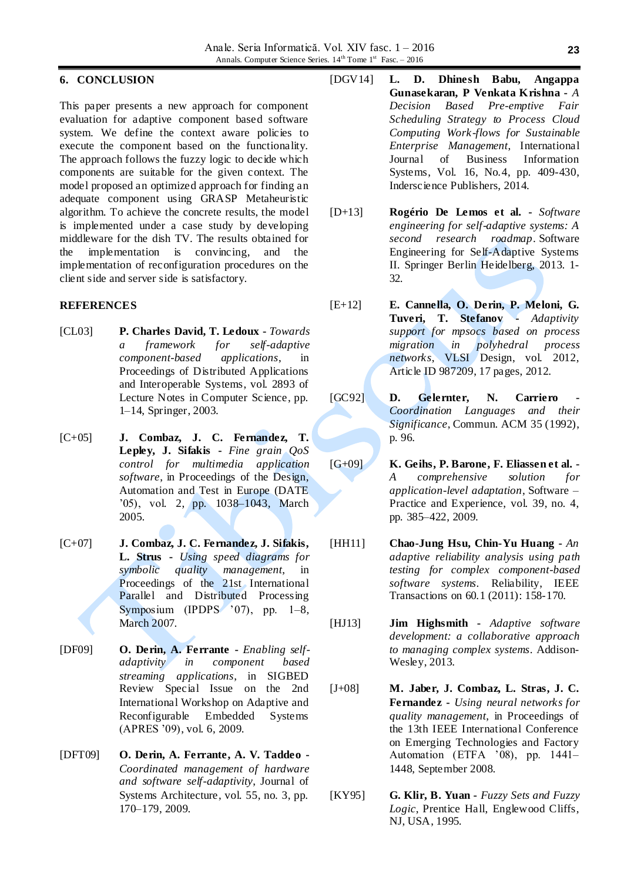## 6. CONCLUSION

This paper presents a new approach for component evaluation for adaptive component based software system. We define the context aware policies to execute the component based on the functionality. The approach follows the fuzzy logic to decide which components are suitable for the given context. The model proposed an optimized approach for finding an adequate component using GRASP Metaheuristic algorithm. To achieve the concrete results, the model is implemented under a case study by developing middleware for the dish TV. The results obtained for the implementation is convincing, and the implementation of reconfiguration procedures on the client side and server side is satisfactory.

## REFERENCES

[CL03] **P. Charles David, T. Ledoux** - *Towards a framework for self-adaptive component-based applications*, in Proceedings of Distributed Applications and Interoperable Systems, vol. 2893 of Lecture Notes in Computer Science, pp. 1–14, Springer, 2003.

[C+05] **J. Combaz, J. C. Fernandez, T. Lepley, J. Sifakis** - *Fine grain QoS control for multimedia application software*, in Proceedings of the Design, Automation and Test in Europe (DATE '05), vol. 2, pp. 1038–1043, March 2005.

[C+07] **J. Combaz, J. C. Fernandez, J. Sifakis, L. Strus** - *Using speed diagrams for symbolic quality management*, in Proceedings of the 21st International Parallel and Distributed Processing Symposium (IPDPS '07), pp. 1–8, March 2007.

[DF09] **O. Derin, A. Ferrante** - *Enabling self-adaptivity in component based streaming applications*, in SIGBED Review Special Issue on the 2nd International Workshop on Adaptive and Reconfigurable Embedded Systems (APRES '09), vol. 6, 2009.

[DFT09] **O. Derin, A. Ferrante, A. V. Taddeo** - *Coordinated management of hardware and software self-adaptivity*, Journal of Systems Architecture, vol. 55, no. 3, pp. 170–179, 2009.

[DGV14] **L. D. Dhinesh Babu, Angappa Gunasekaran, P Venkata Krishna** - *A Decision Based Pre-emptive Fair Scheduling Strategy to Process Cloud Computing Work-flows for Sustainable Enterprise Management*, International Journal of Business Information Systems, Vol. 16, No.4, pp. 409-430, Inderscience Publishers, 2014.

[D+13] **Rogério De Lemos et al.** - *Software engineering for self-adaptive systems: A second research roadmap*. Software Engineering for Self-Adaptive Systems II. Springer Berlin Heidelberg, 2013. 1-32.

[E+12] **E. Cannella, O. Derin, P. Meloni, G. Tuveri, T. Stefanov** - *Adaptivity support for mpsocs based on process migration in polyhedral process networks*, VLSI Design, vol. 2012, Article ID 987209, 17 pages, 2012.

[GC92] **D. Gelernter, N. Carriero** - *Coordination Languages and their Significance*, Commun. ACM 35 (1992), p. 96.

[G+09] **K. Geihs, P. Barone, F. Eliassen et al.** - *A comprehensive solution for application-level adaptation*, Software – Practice and Experience, vol. 39, no. 4, pp. 385–422, 2009.

[HH11] **Chao-Jung Hsu, Chin-Yu Huang** - *An adaptive reliability analysis using path testing for complex component-based software systems*. Reliability, IEEE Transactions on 60.1 (2011): 158-170.

[HJ13] **Jim Highsmith** - *Adaptive software development: a collaborative approach to managing complex systems*. Addison-Wesley, 2013.

[J+08] **M. Jaber, J. Combaz, L. Stras, J. C. Fernandez** - *Using neural networks for quality management*, in Proceedings of the 13th IEEE International Conference on Emerging Technologies and Factory Automation (ETFA '08), pp. 1441–1448, September 2008.

[KY95] **G. Klir, B. Yuan** - *Fuzzy Sets and Fuzzy Logic*, Prentice Hall, Englewood Cliffs, NJ, USA, 1995.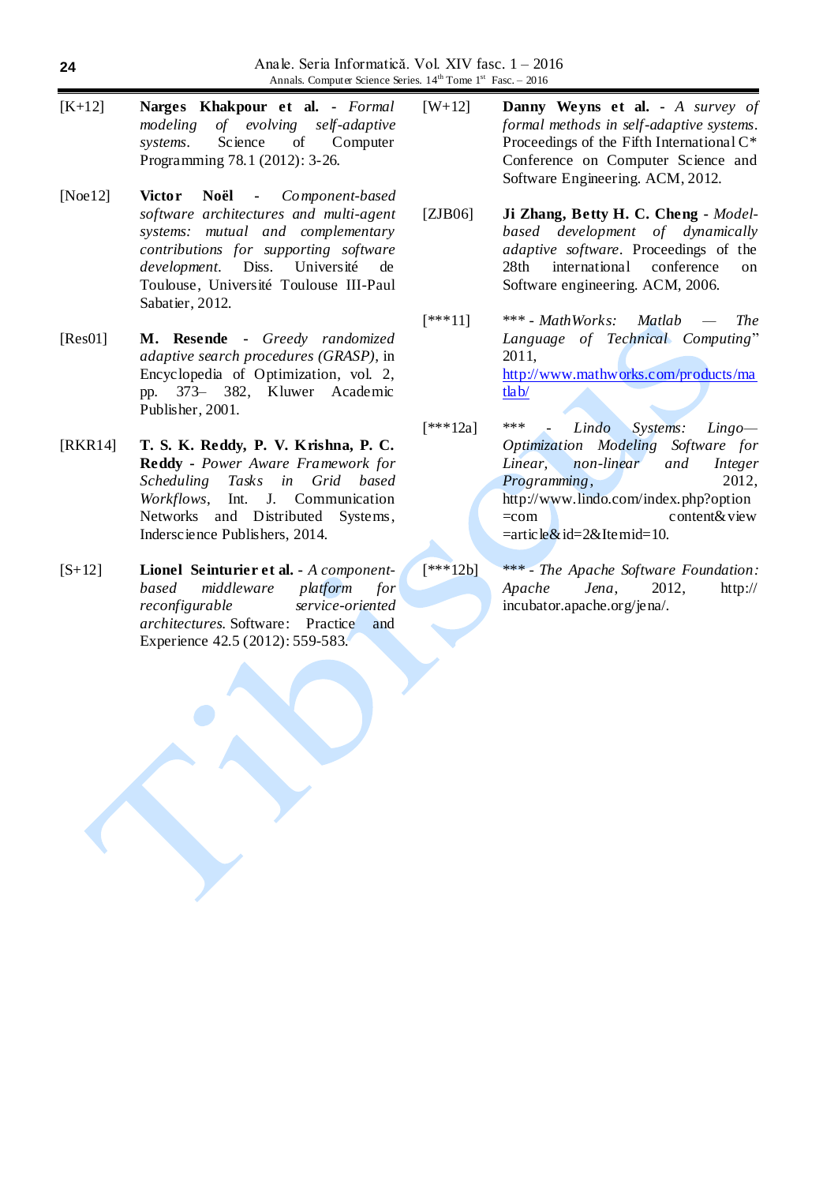[K+12] **Narges Khakpour et al.** - *Formal modeling of evolving self-adaptive systems*. Science of Computer Programming 78.1 (2012): 3-26.

[Noe12] **Victor Noël** - *Component-based software architectures and multi-agent systems: mutual and complementary contributions for supporting software development*. Diss. Université de Toulouse, Université Toulouse III-Paul Sabatier, 2012.

[Res01] **M. Resende** - *Greedy randomized adaptive search procedures (GRASP)*, in Encyclopedia of Optimization, vol. 2, pp. 373– 382, Kluwer Academic Publisher, 2001.

[RKR14] **T. S. K. Reddy, P. V. Krishna, P. C. Reddy** - *Power Aware Framework for Scheduling Tasks in Grid based Workflows*, Int. J. Communication Networks and Distributed Systems, Inderscience Publishers, 2014.

[S+12] **Lionel Seinturier et al.** - *A component-based middleware platform for reconfigurable service-oriented architectures*. Software: Practice and Experience 42.5 (2012): 559-583.

[W+12] **Danny Weyns et al.** - *A survey of formal methods in self-adaptive systems*. Proceedings of the Fifth International C* Conference on Computer Science and Software Engineering. ACM, 2012.

[ZJB06] **Ji Zhang, Betty H. C. Cheng** - *Model-based development of dynamically adaptive software*. Proceedings of the 28th international conference on Software engineering. ACM, 2006.

[***11] *** - *MathWorks: Matlab — The Language of Technical Computing*" 2011, http://www.mathworks.com/products/matlab/

[***12a] *** - *Lindo Systems: Lingo—Optimization Modeling Software for Linear, non-linear and Integer Programming*, 2012, http://www.lindo.com/index.php?option=com content&view =article&id=2&Itemid=10.

[***12b] *** - *The Apache Software Foundation: Apache Jena*, 2012, http:// incubator.apache.org/jena/.